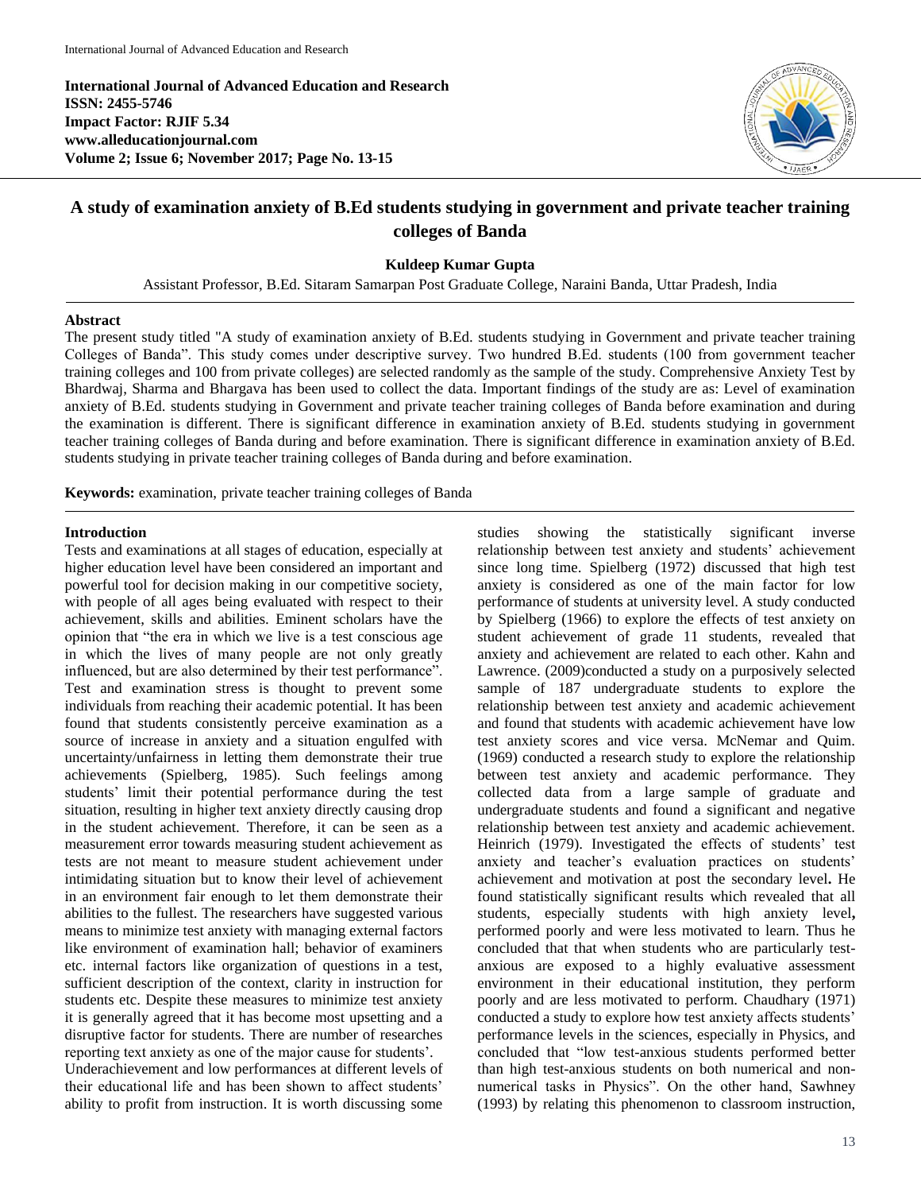**International Journal of Advanced Education and Research**
**ISSN: 2455-5746**
**Impact Factor: RJIF 5.34**
**www.alleducationjournal.com**
**Volume 2; Issue 6; November 2017; Page No. 13-15**

# A study of examination anxiety of B.Ed students studying in government and private teacher training colleges of Banda

**Kuldeep Kumar Gupta**

Assistant Professor, B.Ed. Sitaram Samarpan Post Graduate College, Naraini Banda, Uttar Pradesh, India

## Abstract

The present study titled "A study of examination anxiety of B.Ed. students studying in Government and private teacher training Colleges of Banda". This study comes under descriptive survey. Two hundred B.Ed. students (100 from government teacher training colleges and 100 from private colleges) are selected randomly as the sample of the study. Comprehensive Anxiety Test by Bhardwaj, Sharma and Bhargava has been used to collect the data. Important findings of the study are as: Level of examination anxiety of B.Ed. students studying in Government and private teacher training colleges of Banda before examination and during the examination is different. There is significant difference in examination anxiety of B.Ed. students studying in government teacher training colleges of Banda during and before examination. There is significant difference in examination anxiety of B.Ed. students studying in private teacher training colleges of Banda during and before examination.

**Keywords:** examination, private teacher training colleges of Banda

## Introduction

Tests and examinations at all stages of education, especially at higher education level have been considered an important and powerful tool for decision making in our competitive society, with people of all ages being evaluated with respect to their achievement, skills and abilities. Eminent scholars have the opinion that "the era in which we live is a test conscious age in which the lives of many people are not only greatly influenced, but are also determined by their test performance". Test and examination stress is thought to prevent some individuals from reaching their academic potential. It has been found that students consistently perceive examination as a source of increase in anxiety and a situation engulfed with uncertainty/unfairness in letting them demonstrate their true achievements (Spielberg, 1985). Such feelings among students' limit their potential performance during the test situation, resulting in higher text anxiety directly causing drop in the student achievement. Therefore, it can be seen as a measurement error towards measuring student achievement as tests are not meant to measure student achievement under intimidating situation but to know their level of achievement in an environment fair enough to let them demonstrate their abilities to the fullest. The researchers have suggested various means to minimize test anxiety with managing external factors like environment of examination hall; behavior of examiners etc. internal factors like organization of questions in a test, sufficient description of the context, clarity in instruction for students etc. Despite these measures to minimize test anxiety it is generally agreed that it has become most upsetting and a disruptive factor for students. There are number of researches reporting text anxiety as one of the major cause for students'.
Underachievement and low performances at different levels of their educational life and has been shown to affect students' ability to profit from instruction. It is worth discussing some studies showing the statistically significant inverse relationship between test anxiety and students' achievement since long time. Spielberg (1972) discussed that high test anxiety is considered as one of the main factor for low performance of students at university level. A study conducted by Spielberg (1966) to explore the effects of test anxiety on student achievement of grade 11 students, revealed that anxiety and achievement are related to each other. Kahn and Lawrence. (2009)conducted a study on a purposively selected sample of 187 undergraduate students to explore the relationship between test anxiety and academic achievement and found that students with academic achievement have low test anxiety scores and vice versa. McNemar and Quim. (1969) conducted a research study to explore the relationship between test anxiety and academic performance. They collected data from a large sample of graduate and undergraduate students and found a significant and negative relationship between test anxiety and academic achievement. Heinrich (1979). Investigated the effects of students' test anxiety and teacher's evaluation practices on students' achievement and motivation at post the secondary level**.** He found statistically significant results which revealed that all students, especially students with high anxiety level**,** performed poorly and were less motivated to learn. Thus he concluded that that when students who are particularly test-anxious are exposed to a highly evaluative assessment environment in their educational institution, they perform poorly and are less motivated to perform. Chaudhary (1971) conducted a study to explore how test anxiety affects students' performance levels in the sciences, especially in Physics, and concluded that "low test-anxious students performed better than high test-anxious students on both numerical and non-numerical tasks in Physics". On the other hand, Sawhney (1993) by relating this phenomenon to classroom instruction,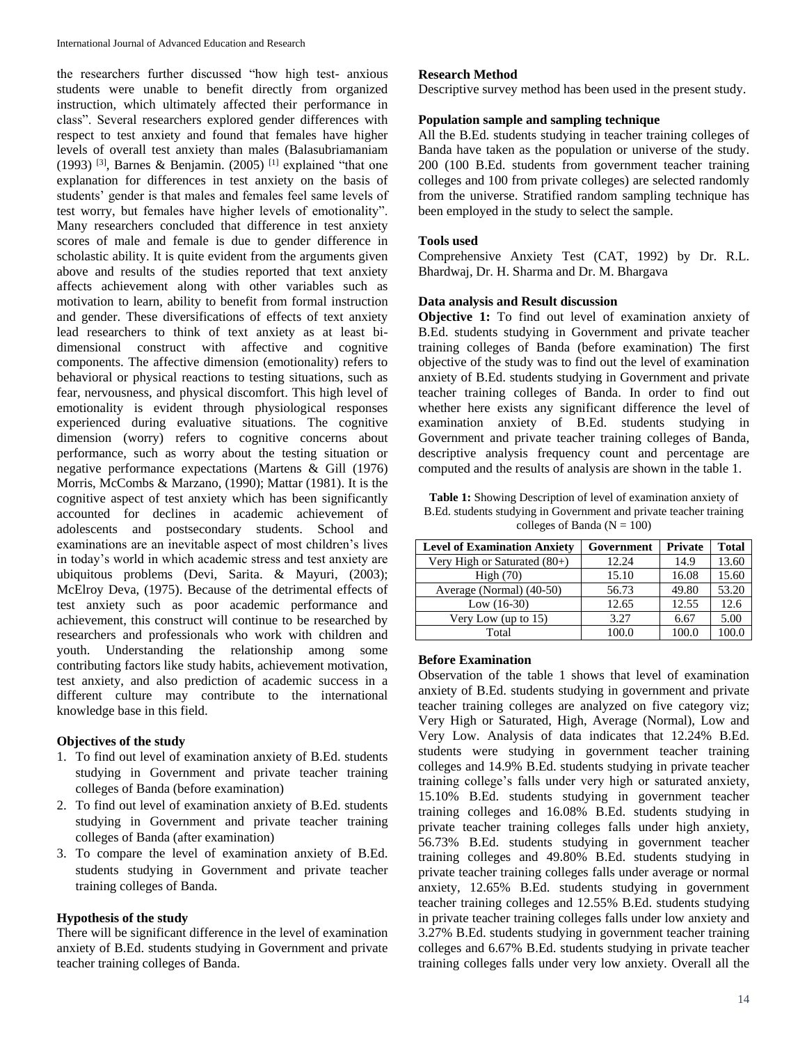the researchers further discussed "how high test- anxious students were unable to benefit directly from organized instruction, which ultimately affected their performance in class". Several researchers explored gender differences with respect to test anxiety and found that females have higher levels of overall test anxiety than males (Balasubriamaniam (1993) [3], Barnes & Benjamin. (2005) [1] explained "that one explanation for differences in test anxiety on the basis of students' gender is that males and females feel same levels of test worry, but females have higher levels of emotionality". Many researchers concluded that difference in test anxiety scores of male and female is due to gender difference in scholastic ability. It is quite evident from the arguments given above and results of the studies reported that text anxiety affects achievement along with other variables such as motivation to learn, ability to benefit from formal instruction and gender. These diversifications of effects of text anxiety lead researchers to think of text anxiety as at least bi-dimensional construct with affective and cognitive components. The affective dimension (emotionality) refers to behavioral or physical reactions to testing situations, such as fear, nervousness, and physical discomfort. This high level of emotionality is evident through physiological responses experienced during evaluative situations. The cognitive dimension (worry) refers to cognitive concerns about performance, such as worry about the testing situation or negative performance expectations (Martens & Gill (1976) Morris, McCombs & Marzano, (1990); Mattar (1981). It is the cognitive aspect of test anxiety which has been significantly accounted for declines in academic achievement of adolescents and postsecondary students. School and examinations are an inevitable aspect of most children's lives in today's world in which academic stress and test anxiety are ubiquitous problems (Devi, Sarita. & Mayuri, (2003); McElroy Deva, (1975). Because of the detrimental effects of test anxiety such as poor academic performance and achievement, this construct will continue to be researched by researchers and professionals who work with children and youth. Understanding the relationship among some contributing factors like study habits, achievement motivation, test anxiety, and also prediction of academic success in a different culture may contribute to the international knowledge base in this field.

### Objectives of the study

1. To find out level of examination anxiety of B.Ed. students studying in Government and private teacher training colleges of Banda (before examination)
2. To find out level of examination anxiety of B.Ed. students studying in Government and private teacher training colleges of Banda (after examination)
3. To compare the level of examination anxiety of B.Ed. students studying in Government and private teacher training colleges of Banda.

### Hypothesis of the study

There will be significant difference in the level of examination anxiety of B.Ed. students studying in Government and private teacher training colleges of Banda.

### Research Method

Descriptive survey method has been used in the present study.

### Population sample and sampling technique

All the B.Ed. students studying in teacher training colleges of Banda have taken as the population or universe of the study. 200 (100 B.Ed. students from government teacher training colleges and 100 from private colleges) are selected randomly from the universe. Stratified random sampling technique has been employed in the study to select the sample.

### Tools used

Comprehensive Anxiety Test (CAT, 1992) by Dr. R.L. Bhardwaj, Dr. H. Sharma and Dr. M. Bhargava

### Data analysis and Result discussion

**Objective 1:** To find out level of examination anxiety of B.Ed. students studying in Government and private teacher training colleges of Banda (before examination) The first objective of the study was to find out the level of examination anxiety of B.Ed. students studying in Government and private teacher training colleges of Banda. In order to find out whether here exists any significant difference the level of examination anxiety of B.Ed. students studying in Government and private teacher training colleges of Banda, descriptive analysis frequency count and percentage are computed and the results of analysis are shown in the table 1.

**Table 1:** Showing Description of level of examination anxiety of B.Ed. students studying in Government and private teacher training colleges of Banda (N = 100)

| Level of Examination Anxiety | Government | Private | Total |
|---|---|---|---|
| Very High or Saturated (80+) | 12.24 | 14.9 | 13.60 |
| High (70) | 15.10 | 16.08 | 15.60 |
| Average (Normal) (40-50) | 56.73 | 49.80 | 53.20 |
| Low (16-30) | 12.65 | 12.55 | 12.6 |
| Very Low (up to 15) | 3.27 | 6.67 | 5.00 |
| Total | 100.0 | 100.0 | 100.0 |

### Before Examination

Observation of the table 1 shows that level of examination anxiety of B.Ed. students studying in government and private teacher training colleges are analyzed on five category viz; Very High or Saturated, High, Average (Normal), Low and Very Low. Analysis of data indicates that 12.24% B.Ed. students were studying in government teacher training colleges and 14.9% B.Ed. students studying in private teacher training college's falls under very high or saturated anxiety, 15.10% B.Ed. students studying in government teacher training colleges and 16.08% B.Ed. students studying in private teacher training colleges falls under high anxiety, 56.73% B.Ed. students studying in government teacher training colleges and 49.80% B.Ed. students studying in private teacher training colleges falls under average or normal anxiety, 12.65% B.Ed. students studying in government teacher training colleges and 12.55% B.Ed. students studying in private teacher training colleges falls under low anxiety and 3.27% B.Ed. students studying in government teacher training colleges and 6.67% B.Ed. students studying in private teacher training colleges falls under very low anxiety. Overall all the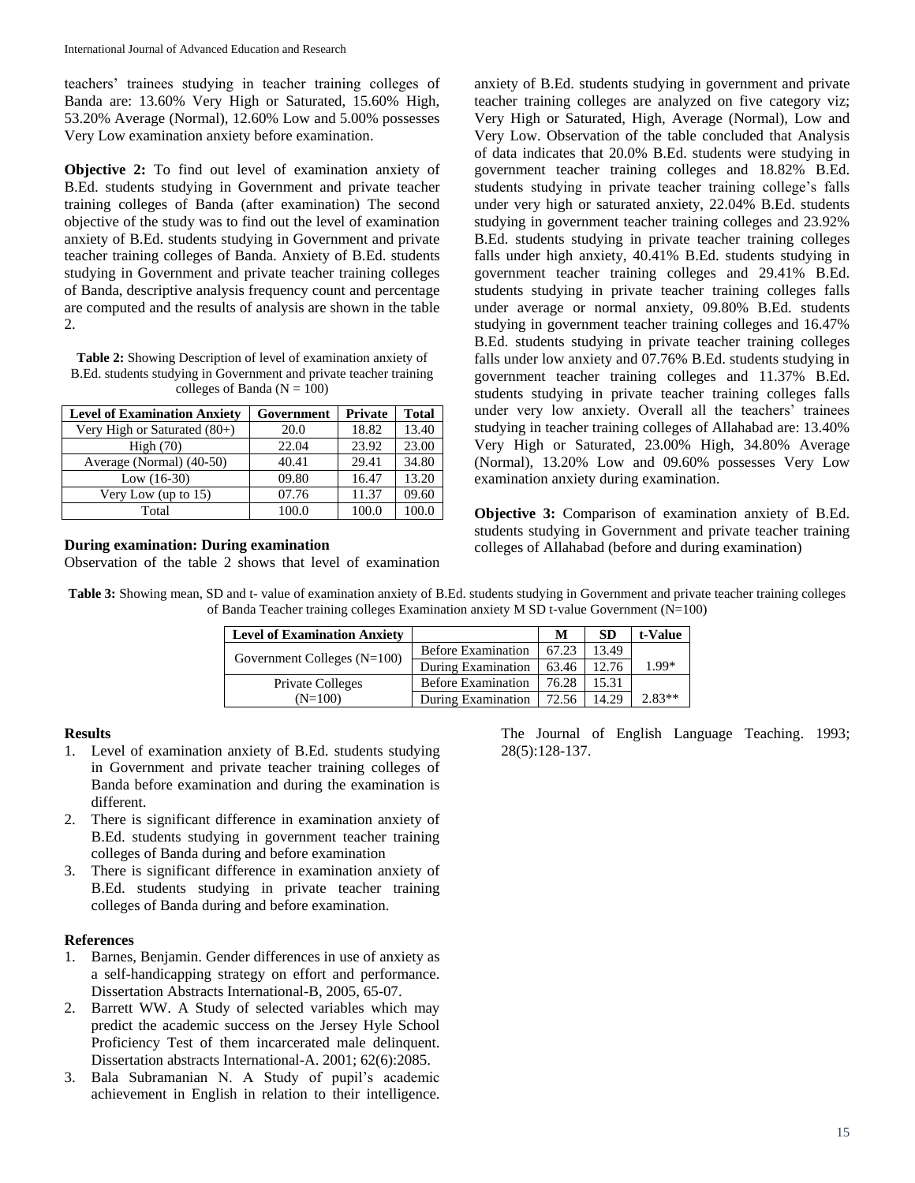teachers' trainees studying in teacher training colleges of Banda are: 13.60% Very High or Saturated, 15.60% High, 53.20% Average (Normal), 12.60% Low and 5.00% possesses Very Low examination anxiety before examination.

**Objective 2:** To find out level of examination anxiety of B.Ed. students studying in Government and private teacher training colleges of Banda (after examination) The second objective of the study was to find out the level of examination anxiety of B.Ed. students studying in Government and private teacher training colleges of Banda. Anxiety of B.Ed. students studying in Government and private teacher training colleges of Banda, descriptive analysis frequency count and percentage are computed and the results of analysis are shown in the table 2.

**Table 2:** Showing Description of level of examination anxiety of B.Ed. students studying in Government and private teacher training colleges of Banda (N = 100)

| Level of Examination Anxiety | Government | Private | Total |
|---|---|---|---|
| Very High or Saturated (80+) | 20.0 | 18.82 | 13.40 |
| High (70) | 22.04 | 23.92 | 23.00 |
| Average (Normal) (40-50) | 40.41 | 29.41 | 34.80 |
| Low (16-30) | 09.80 | 16.47 | 13.20 |
| Very Low (up to 15) | 07.76 | 11.37 | 09.60 |
| Total | 100.0 | 100.0 | 100.0 |

**During examination: During examination**

Observation of the table 2 shows that level of examination anxiety of B.Ed. students studying in government and private teacher training colleges are analyzed on five category viz; Very High or Saturated, High, Average (Normal), Low and Very Low. Observation of the table concluded that Analysis of data indicates that 20.0% B.Ed. students were studying in government teacher training colleges and 18.82% B.Ed. students studying in private teacher training college's falls under very high or saturated anxiety, 22.04% B.Ed. students studying in government teacher training colleges and 23.92% B.Ed. students studying in private teacher training colleges falls under high anxiety, 40.41% B.Ed. students studying in government teacher training colleges and 29.41% B.Ed. students studying in private teacher training colleges falls under average or normal anxiety, 09.80% B.Ed. students studying in government teacher training colleges and 16.47% B.Ed. students studying in private teacher training colleges falls under low anxiety and 07.76% B.Ed. students studying in government teacher training colleges and 11.37% B.Ed. students studying in private teacher training colleges falls under very low anxiety. Overall all the teachers' trainees studying in teacher training colleges of Allahabad are: 13.40% Very High or Saturated, 23.00% High, 34.80% Average (Normal), 13.20% Low and 09.60% possesses Very Low examination anxiety during examination.

**Objective 3:** Comparison of examination anxiety of B.Ed. students studying in Government and private teacher training colleges of Allahabad (before and during examination)

**Table 3:** Showing mean, SD and t- value of examination anxiety of B.Ed. students studying in Government and private teacher training colleges of Banda Teacher training colleges Examination anxiety M SD t-value Government (N=100)

| Level of Examination Anxiety | | M | SD | t-Value |
|---|---|---|---|---|
| Government Colleges (N=100) | Before Examination | 67.23 | 13.49 | 1.99* |
| | During Examination | 63.46 | 12.76 | |
| Private Colleges (N=100) | Before Examination | 76.28 | 15.31 | 2.83** |
| | During Examination | 72.56 | 14.29 | |

**Results**

1. Level of examination anxiety of B.Ed. students studying in Government and private teacher training colleges of Banda before examination and during the examination is different.
2. There is significant difference in examination anxiety of B.Ed. students studying in government teacher training colleges of Banda during and before examination
3. There is significant difference in examination anxiety of B.Ed. students studying in private teacher training colleges of Banda during and before examination.

**References**

1. Barnes, Benjamin. Gender differences in use of anxiety as a self-handicapping strategy on effort and performance. Dissertation Abstracts International-B, 2005, 65-07.
2. Barrett WW. A Study of selected variables which may predict the academic success on the Jersey Hyle School Proficiency Test of them incarcerated male delinquent. Dissertation abstracts International-A. 2001; 62(6):2085.
3. Bala Subramanian N. A Study of pupil's academic achievement in English in relation to their intelligence. The Journal of English Language Teaching. 1993; 28(5):128-137.